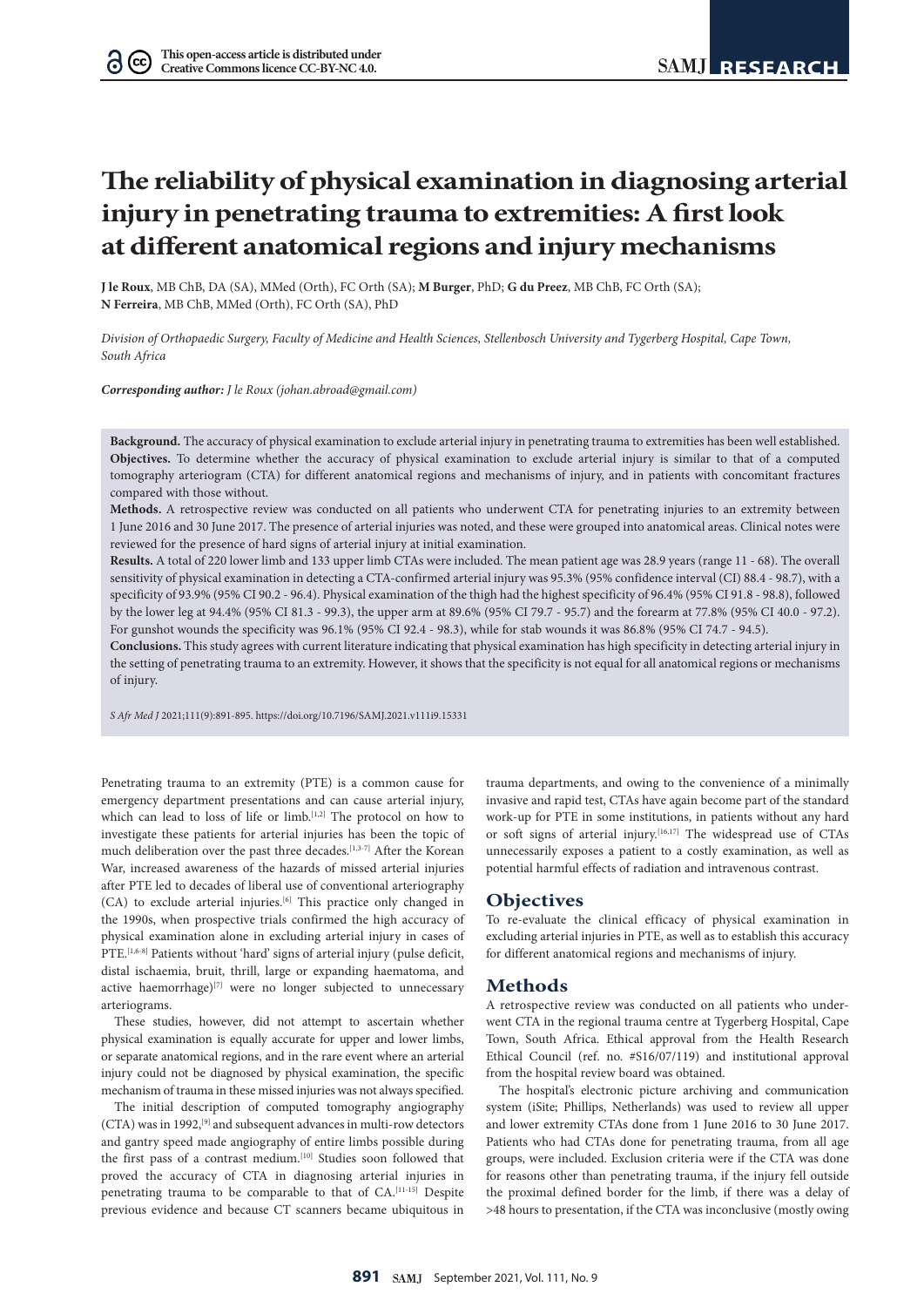# The reliability of physical examination in diagnosing arterial injury in penetrating trauma to extremities: A first look at different anatomical regions and injury mechanisms

**J le Roux**, MB ChB, DA (SA), MMed (Orth), FC Orth (SA); **M Burger**, PhD; **G du Preez**, MB ChB, FC Orth (SA); **N Ferreira**, MB ChB, MMed (Orth), FC Orth (SA), PhD

*Division of Orthopaedic Surgery, Faculty of Medicine and Health Sciences, Stellenbosch University and Tygerberg Hospital, Cape Town, South Africa*

***Corresponding author:** J le Roux (johan.abroad@gmail.com)*

**Background.** The accuracy of physical examination to exclude arterial injury in penetrating trauma to extremities has been well established.
**Objectives.** To determine whether the accuracy of physical examination to exclude arterial injury is similar to that of a computed tomography arteriogram (CTA) for different anatomical regions and mechanisms of injury, and in patients with concomitant fractures compared with those without.
**Methods.** A retrospective review was conducted on all patients who underwent CTA for penetrating injuries to an extremity between 1 June 2016 and 30 June 2017. The presence of arterial injuries was noted, and these were grouped into anatomical areas. Clinical notes were reviewed for the presence of hard signs of arterial injury at initial examination.
**Results.** A total of 220 lower limb and 133 upper limb CTAs were included. The mean patient age was 28.9 years (range 11 - 68). The overall sensitivity of physical examination in detecting a CTA-confirmed arterial injury was 95.3% (95% confidence interval (CI) 88.4 - 98.7), with a specificity of 93.9% (95% CI 90.2 - 96.4). Physical examination of the thigh had the highest specificity of 96.4% (95% CI 91.8 - 98.8), followed by the lower leg at 94.4% (95% CI 81.3 - 99.3), the upper arm at 89.6% (95% CI 79.7 - 95.7) and the forearm at 77.8% (95% CI 40.0 - 97.2). For gunshot wounds the specificity was 96.1% (95% CI 92.4 - 98.3), while for stab wounds it was 86.8% (95% CI 74.7 - 94.5).
**Conclusions.** This study agrees with current literature indicating that physical examination has high specificity in detecting arterial injury in the setting of penetrating trauma to an extremity. However, it shows that the specificity is not equal for all anatomical regions or mechanisms of injury.

*S Afr Med J* 2021;111(9):891-895. https://doi.org/10.7196/SAMJ.2021.v111i9.15331

Penetrating trauma to an extremity (PTE) is a common cause for emergency department presentations and can cause arterial injury, which can lead to loss of life or limb.[1,2] The protocol on how to investigate these patients for arterial injuries has been the topic of much deliberation over the past three decades.[1,3-7] After the Korean War, increased awareness of the hazards of missed arterial injuries after PTE led to decades of liberal use of conventional arteriography (CA) to exclude arterial injuries.[6] This practice only changed in the 1990s, when prospective trials confirmed the high accuracy of physical examination alone in excluding arterial injury in cases of PTE.[1,6-8] Patients without 'hard' signs of arterial injury (pulse deficit, distal ischaemia, bruit, thrill, large or expanding haematoma, and active haemorrhage)[7] were no longer subjected to unnecessary arteriograms.

These studies, however, did not attempt to ascertain whether physical examination is equally accurate for upper and lower limbs, or separate anatomical regions, and in the rare event where an arterial injury could not be diagnosed by physical examination, the specific mechanism of trauma in these missed injuries was not always specified.

The initial description of computed tomography angiography (CTA) was in 1992,[9] and subsequent advances in multi-row detectors and gantry speed made angiography of entire limbs possible during the first pass of a contrast medium.[10] Studies soon followed that proved the accuracy of CTA in diagnosing arterial injuries in penetrating trauma to be comparable to that of CA.[11-15] Despite previous evidence and because CT scanners became ubiquitous in trauma departments, and owing to the convenience of a minimally invasive and rapid test, CTAs have again become part of the standard work-up for PTE in some institutions, in patients without any hard or soft signs of arterial injury.[16,17] The widespread use of CTAs unnecessarily exposes a patient to a costly examination, as well as potential harmful effects of radiation and intravenous contrast.

## Objectives

To re-evaluate the clinical efficacy of physical examination in excluding arterial injuries in PTE, as well as to establish this accuracy for different anatomical regions and mechanisms of injury.

## Methods

A retrospective review was conducted on all patients who underwent CTA in the regional trauma centre at Tygerberg Hospital, Cape Town, South Africa. Ethical approval from the Health Research Ethical Council (ref. no. #S16/07/119) and institutional approval from the hospital review board was obtained.

The hospital's electronic picture archiving and communication system (iSite; Phillips, Netherlands) was used to review all upper and lower extremity CTAs done from 1 June 2016 to 30 June 2017. Patients who had CTAs done for penetrating trauma, from all age groups, were included. Exclusion criteria were if the CTA was done for reasons other than penetrating trauma, if the injury fell outside the proximal defined border for the limb, if there was a delay of >48 hours to presentation, if the CTA was inconclusive (mostly owing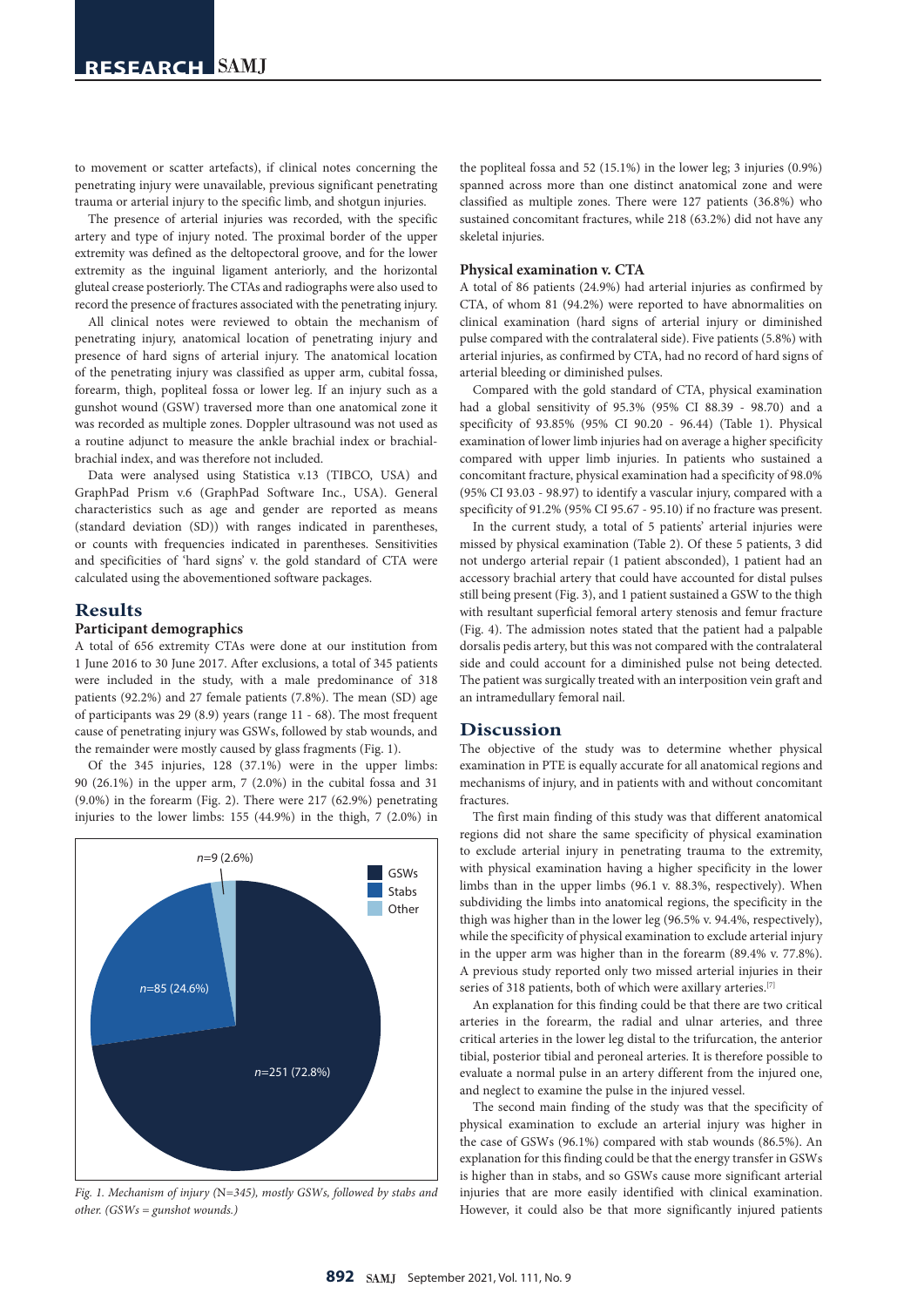to movement or scatter artefacts), if clinical notes concerning the penetrating injury were unavailable, previous significant penetrating trauma or arterial injury to the specific limb, and shotgun injuries.

The presence of arterial injuries was recorded, with the specific artery and type of injury noted. The proximal border of the upper extremity was defined as the deltopectoral groove, and for the lower extremity as the inguinal ligament anteriorly, and the horizontal gluteal crease posteriorly. The CTAs and radiographs were also used to record the presence of fractures associated with the penetrating injury.

All clinical notes were reviewed to obtain the mechanism of penetrating injury, anatomical location of penetrating injury and presence of hard signs of arterial injury. The anatomical location of the penetrating injury was classified as upper arm, cubital fossa, forearm, thigh, popliteal fossa or lower leg. If an injury such as a gunshot wound (GSW) traversed more than one anatomical zone it was recorded as multiple zones. Doppler ultrasound was not used as a routine adjunct to measure the ankle brachial index or brachial-brachial index, and was therefore not included.

Data were analysed using Statistica v.13 (TIBCO, USA) and GraphPad Prism v.6 (GraphPad Software Inc., USA). General characteristics such as age and gender are reported as means (standard deviation (SD)) with ranges indicated in parentheses, or counts with frequencies indicated in parentheses. Sensitivities and specificities of 'hard signs' v. the gold standard of CTA were calculated using the abovementioned software packages.

## Results

### Participant demographics

A total of 656 extremity CTAs were done at our institution from 1 June 2016 to 30 June 2017. After exclusions, a total of 345 patients were included in the study, with a male predominance of 318 patients (92.2%) and 27 female patients (7.8%). The mean (SD) age of participants was 29 (8.9) years (range 11 - 68). The most frequent cause of penetrating injury was GSWs, followed by stab wounds, and the remainder were mostly caused by glass fragments (Fig. 1).

Of the 345 injuries, 128 (37.1%) were in the upper limbs: 90 (26.1%) in the upper arm, 7 (2.0%) in the cubital fossa and 31 (9.0%) in the forearm (Fig. 2). There were 217 (62.9%) penetrating injuries to the lower limbs: 155 (44.9%) in the thigh, 7 (2.0%) in the popliteal fossa and 52 (15.1%) in the lower leg; 3 injuries (0.9%) spanned across more than one distinct anatomical zone and were classified as multiple zones. There were 127 patients (36.8%) who sustained concomitant fractures, while 218 (63.2%) did not have any skeletal injuries.

*Fig. 1. Mechanism of injury (N=345), mostly GSWs, followed by stabs and other. (GSWs = gunshot wounds.)*

### Physical examination v. CTA

A total of 86 patients (24.9%) had arterial injuries as confirmed by CTA, of whom 81 (94.2%) were reported to have abnormalities on clinical examination (hard signs of arterial injury or diminished pulse compared with the contralateral side). Five patients (5.8%) with arterial injuries, as confirmed by CTA, had no record of hard signs of arterial bleeding or diminished pulses.

Compared with the gold standard of CTA, physical examination had a global sensitivity of 95.3% (95% CI 88.39 - 98.70) and a specificity of 93.85% (95% CI 90.20 - 96.44) (Table 1). Physical examination of lower limb injuries had on average a higher specificity compared with upper limb injuries. In patients who sustained a concomitant fracture, physical examination had a specificity of 98.0% (95% CI 93.03 - 98.97) to identify a vascular injury, compared with a specificity of 91.2% (95% CI 95.67 - 95.10) if no fracture was present.

In the current study, a total of 5 patients' arterial injuries were missed by physical examination (Table 2). Of these 5 patients, 3 did not undergo arterial repair (1 patient absconded), 1 patient had an accessory brachial artery that could have accounted for distal pulses still being present (Fig. 3), and 1 patient sustained a GSW to the thigh with resultant superficial femoral artery stenosis and femur fracture (Fig. 4). The admission notes stated that the patient had a palpable dorsalis pedis artery, but this was not compared with the contralateral side and could account for a diminished pulse not being detected. The patient was surgically treated with an interposition vein graft and an intramedullary femoral nail.

## Discussion

The objective of the study was to determine whether physical examination in PTE is equally accurate for all anatomical regions and mechanisms of injury, and in patients with and without concomitant fractures.

The first main finding of this study was that different anatomical regions did not share the same specificity of physical examination to exclude arterial injury in penetrating trauma to the extremity, with physical examination having a higher specificity in the lower limbs than in the upper limbs (96.1 v. 88.3%, respectively). When subdividing the limbs into anatomical regions, the specificity in the thigh was higher than in the lower leg (96.5% v. 94.4%, respectively), while the specificity of physical examination to exclude arterial injury in the upper arm was higher than in the forearm (89.4% v. 77.8%). A previous study reported only two missed arterial injuries in their series of 318 patients, both of which were axillary arteries.[7]

An explanation for this finding could be that there are two critical arteries in the forearm, the radial and ulnar arteries, and three critical arteries in the lower leg distal to the trifurcation, the anterior tibial, posterior tibial and peroneal arteries. It is therefore possible to evaluate a normal pulse in an artery different from the injured one, and neglect to examine the pulse in the injured vessel.

The second main finding of the study was that the specificity of physical examination to exclude an arterial injury was higher in the case of GSWs (96.1%) compared with stab wounds (86.5%). An explanation for this finding could be that the energy transfer in GSWs is higher than in stabs, and so GSWs cause more significant arterial injuries that are more easily identified with clinical examination. However, it could also be that more significantly injured patients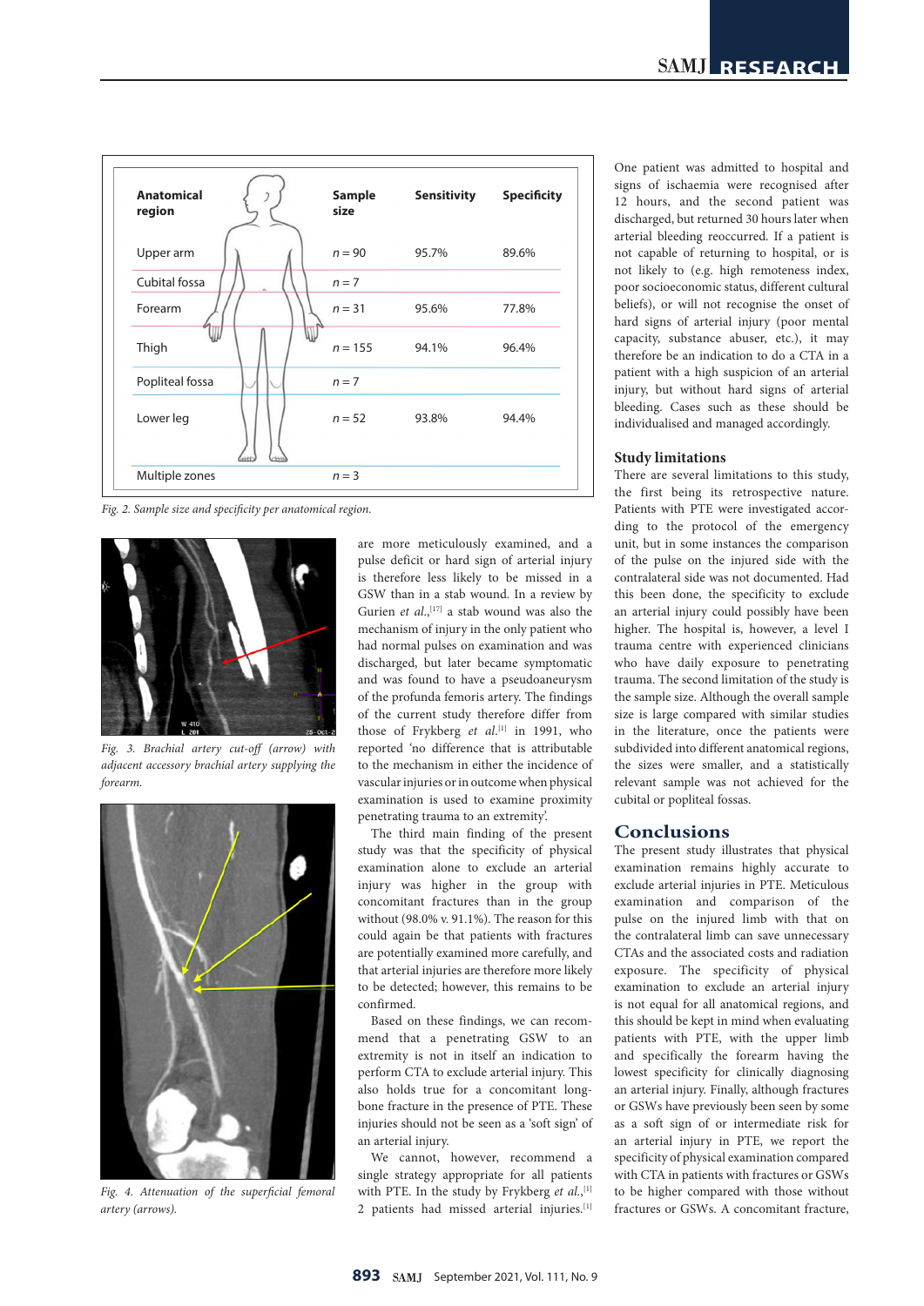| Anatomical region | Sample size | Sensitivity | Specificity |
|---|---|---|---|
| Upper arm | n = 90 | 95.7% | 89.6% |
| Cubital fossa | n = 7 | | |
| Forearm | n = 31 | 95.6% | 77.8% |
| Thigh | n = 155 | 94.1% | 96.4% |
| Popliteal fossa | n = 7 | | |
| Lower leg | n = 52 | 93.8% | 94.4% |
| Multiple zones | n = 3 | | |

*Fig. 2. Sample size and specificity per anatomical region.*

*Fig. 3. Brachial artery cut-off (arrow) with adjacent accessory brachial artery supplying the forearm.*

*Fig. 4. Attenuation of the superficial femoral artery (arrows).*

are more meticulously examined, and a pulse deficit or hard sign of arterial injury is therefore less likely to be missed in a GSW than in a stab wound. In a review by Gurien *et al.*,[17] a stab wound was also the mechanism of injury in the only patient who had normal pulses on examination and was discharged, but later became symptomatic and was found to have a pseudoaneurysm of the profunda femoris artery. The findings of the current study therefore differ from those of Frykberg *et al.*[1] in 1991, who reported 'no difference that is attributable to the mechanism in either the incidence of vascular injuries or in outcome when physical examination is used to examine proximity penetrating trauma to an extremity'.

The third main finding of the present study was that the specificity of physical examination alone to exclude an arterial injury was higher in the group with concomitant fractures than in the group without (98.0% v. 91.1%). The reason for this could again be that patients with fractures are potentially examined more carefully, and that arterial injuries are therefore more likely to be detected; however, this remains to be confirmed.

Based on these findings, we can recommend that a penetrating GSW to an extremity is not in itself an indication to perform CTA to exclude arterial injury. This also holds true for a concomitant long-bone fracture in the presence of PTE. These injuries should not be seen as a 'soft sign' of an arterial injury.

We cannot, however, recommend a single strategy appropriate for all patients with PTE. In the study by Frykberg *et al.*,[1] 2 patients had missed arterial injuries.[1] One patient was admitted to hospital and signs of ischaemia were recognised after 12 hours, and the second patient was discharged, but returned 30 hours later when arterial bleeding reoccurred. If a patient is not capable of returning to hospital, or is not likely to (e.g. high remoteness index, poor socioeconomic status, different cultural beliefs), or will not recognise the onset of hard signs of arterial injury (poor mental capacity, substance abuser, etc.), it may therefore be an indication to do a CTA in a patient with a high suspicion of an arterial injury, but without hard signs of arterial bleeding. Cases such as these should be individualised and managed accordingly.

### Study limitations

There are several limitations to this study, the first being its retrospective nature. Patients with PTE were investigated according to the protocol of the emergency unit, but in some instances the comparison of the pulse on the injured side with the contralateral side was not documented. Had this been done, the specificity to exclude an arterial injury could possibly have been higher. The hospital is, however, a level I trauma centre with experienced clinicians who have daily exposure to penetrating trauma. The second limitation of the study is the sample size. Although the overall sample size is large compared with similar studies in the literature, once the patients were subdivided into different anatomical regions, the sizes were smaller, and a statistically relevant sample was not achieved for the cubital or popliteal fossas.

## Conclusions

The present study illustrates that physical examination remains highly accurate to exclude arterial injuries in PTE. Meticulous examination and comparison of the pulse on the injured limb with that on the contralateral limb can save unnecessary CTAs and the associated costs and radiation exposure. The specificity of physical examination to exclude an arterial injury is not equal for all anatomical regions, and this should be kept in mind when evaluating patients with PTE, with the upper limb and specifically the forearm having the lowest specificity for clinically diagnosing an arterial injury. Finally, although fractures or GSWs have previously been seen by some as a soft sign of or intermediate risk for an arterial injury in PTE, we report the specificity of physical examination compared with CTA in patients with fractures or GSWs to be higher compared with those without fractures or GSWs. A concomitant fracture,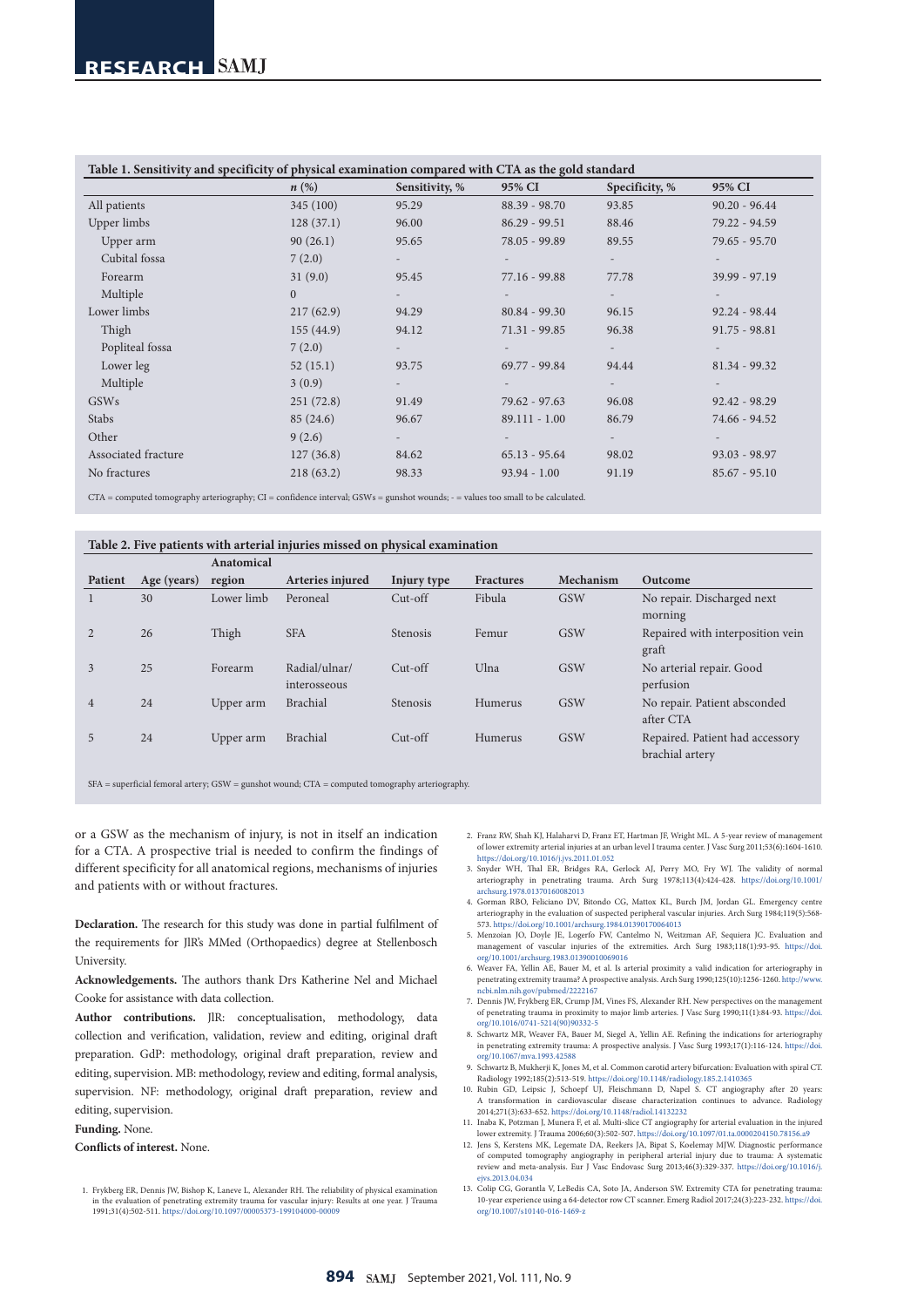**Table 1. Sensitivity and specificity of physical examination compared with CTA as the gold standard**

| | *n* (%) | Sensitivity, % | 95% CI | Specificity, % | 95% CI |
|---|---|---|---|---|---|
| All patients | 345 (100) | 95.29 | 88.39 - 98.70 | 93.85 | 90.20 - 96.44 |
| Upper limbs | 128 (37.1) | 96.00 | 86.29 - 99.51 | 88.46 | 79.22 - 94.59 |
| Upper arm | 90 (26.1) | 95.65 | 78.05 - 99.89 | 89.55 | 79.65 - 95.70 |
| Cubital fossa | 7 (2.0) | - | - | - | - |
| Forearm | 31 (9.0) | 95.45 | 77.16 - 99.88 | 77.78 | 39.99 - 97.19 |
| Multiple | 0 | - | - | - | - |
| Lower limbs | 217 (62.9) | 94.29 | 80.84 - 99.30 | 96.15 | 92.24 - 98.44 |
| Thigh | 155 (44.9) | 94.12 | 71.31 - 99.85 | 96.38 | 91.75 - 98.81 |
| Popliteal fossa | 7 (2.0) | - | - | - | - |
| Lower leg | 52 (15.1) | 93.75 | 69.77 - 99.84 | 94.44 | 81.34 - 99.32 |
| Multiple | 3 (0.9) | - | - | - | - |
| GSWs | 251 (72.8) | 91.49 | 79.62 - 97.63 | 96.08 | 92.42 - 98.29 |
| Stabs | 85 (24.6) | 96.67 | 89.111 - 1.00 | 86.79 | 74.66 - 94.52 |
| Other | 9 (2.6) | - | - | - | - |
| Associated fracture | 127 (36.8) | 84.62 | 65.13 - 95.64 | 98.02 | 93.03 - 98.97 |
| No fractures | 218 (63.2) | 98.33 | 93.94 - 1.00 | 91.19 | 85.67 - 95.10 |

CTA = computed tomography arteriography; CI = confidence interval; GSWs = gunshot wounds; - = values too small to be calculated.

**Table 2. Five patients with arterial injuries missed on physical examination**

| Patient | Age (years) | Anatomical region | Arteries injured | Injury type | Fractures | Mechanism | Outcome |
|---|---|---|---|---|---|---|---|
| 1 | 30 | Lower limb | Peroneal | Cut-off | Fibula | GSW | No repair. Discharged next morning |
| 2 | 26 | Thigh | SFA | Stenosis | Femur | GSW | Repaired with interposition vein graft |
| 3 | 25 | Forearm | Radial/ulnar/ interosseous | Cut-off | Ulna | GSW | No arterial repair. Good perfusion |
| 4 | 24 | Upper arm | Brachial | Stenosis | Humerus | GSW | No repair. Patient absconded after CTA |
| 5 | 24 | Upper arm | Brachial | Cut-off | Humerus | GSW | Repaired. Patient had accessory brachial artery |

SFA = superficial femoral artery; GSW = gunshot wound; CTA = computed tomography arteriography.

or a GSW as the mechanism of injury, is not in itself an indication for a CTA. A prospective trial is needed to confirm the findings of different specificity for all anatomical regions, mechanisms of injuries and patients with or without fractures.

**Declaration.** The research for this study was done in partial fulfilment of the requirements for JlR's MMed (Orthopaedics) degree at Stellenbosch University.

**Acknowledgements.** The authors thank Drs Katherine Nel and Michael Cooke for assistance with data collection.

**Author contributions.** JlR: conceptualisation, methodology, data collection and verification, validation, review and editing, original draft preparation. GdP: methodology, original draft preparation, review and editing, supervision. MB: methodology, review and editing, formal analysis, supervision. NF: methodology, original draft preparation, review and editing, supervision.

**Funding.** None.

**Conflicts of interest.** None.

1. Frykberg ER, Dennis JW, Bishop K, Laneve L, Alexander RH. The reliability of physical examination in the evaluation of penetrating extremity trauma for vascular injury: Results at one year. J Trauma 1991;31(4):502-511. https://doi.org/10.1097/00005373-199104000-00009
2. Franz RW, Shah KJ, Halaharvi D, Franz ET, Hartman JF, Wright ML. A 5-year review of management of lower extremity arterial injuries at an urban level I trauma center. J Vasc Surg 2011;53(6):1604-1610. https://doi.org/10.1016/j.jvs.2011.01.052
3. Snyder WH, Thal ER, Bridges RA, Gerlock AJ, Perry MO, Fry WJ. The validity of normal arteriography in penetrating trauma. Arch Surg 1978;113(4):424-428. https://doi.org/10.1001/archsurg.1978.01370160082013
4. Gorman RBO, Feliciano DV, Bitondo CG, Mattox KL, Burch JM, Jordan GL. Emergency centre arteriography in the evaluation of suspected peripheral vascular injuries. Arch Surg 1984;119(5):568-573. https://doi.org/10.1001/archsurg.1984.01390170064013
5. Menzoian JO, Doyle JE, Logerfo FW, Cantelmo N, Weitzman AF, Sequiera JC. Evaluation and management of vascular injuries of the extremities. Arch Surg 1983;118(1):93-95. https://doi.org/10.1001/archsurg.1983.01390010069016
6. Weaver FA, Yellin AE, Bauer M, et al. Is arterial proximity a valid indication for arteriography in penetrating extremity trauma? A prospective analysis. Arch Surg 1990;125(10):1256-1260. http://www.ncbi.nlm.nih.gov/pubmed/2222167
7. Dennis JW, Frykberg ER, Crump JM, Vines FS, Alexander RH. New perspectives on the management of penetrating trauma in proximity to major limb arteries. J Vasc Surg 1990;11(1):84-93. https://doi.org/10.1016/0741-5214(90)90332-5
8. Schwartz MR, Weaver FA, Bauer M, Siegel A, Yellin AE. Refining the indications for arteriography in penetrating extremity trauma: A prospective analysis. J Vasc Surg 1993;17(1):116-124. https://doi.org/10.1067/mva.1993.42588
9. Schwartz B, Mukherji K, Jones M, et al. Common carotid artery bifurcation: Evaluation with spiral CT. Radiology 1992;185(2):513-519. https://doi.org/10.1148/radiology.185.2.1410365
10. Rubin GD, Leipsic J, Schoepf UJ, Fleischmann D, Napel S. CT angiography after 20 years: A transformation in cardiovascular disease characterization continues to advance. Radiology 2014;271(3):633-652. https://doi.org/10.1148/radiol.14132232
11. Inaba K, Potzman J, Munera F, et al. Multi-slice CT angiography for arterial evaluation in the injured lower extremity. J Trauma 2006;60(3):502-507. https://doi.org/10.1097/01.ta.0000204150.78156.a9
12. Jens S, Kerstens MK, Legemate DA, Reekers JA, Bipat S, Koelemay MJW. Diagnostic performance of computed tomography angiography in peripheral arterial injury due to trauma: A systematic review and meta-analysis. Eur J Vasc Endovasc Surg 2013;46(3):329-337. https://doi.org/10.1016/j.ejvs.2013.04.034
13. Colip CG, Gorantla V, LeBedis CA, Soto JA, Anderson SW. Extremity CTA for penetrating trauma: 10-year experience using a 64-detector row CT scanner. Emerg Radiol 2017;24(3):223-232. https://doi.org/10.1007/s10140-016-1469-z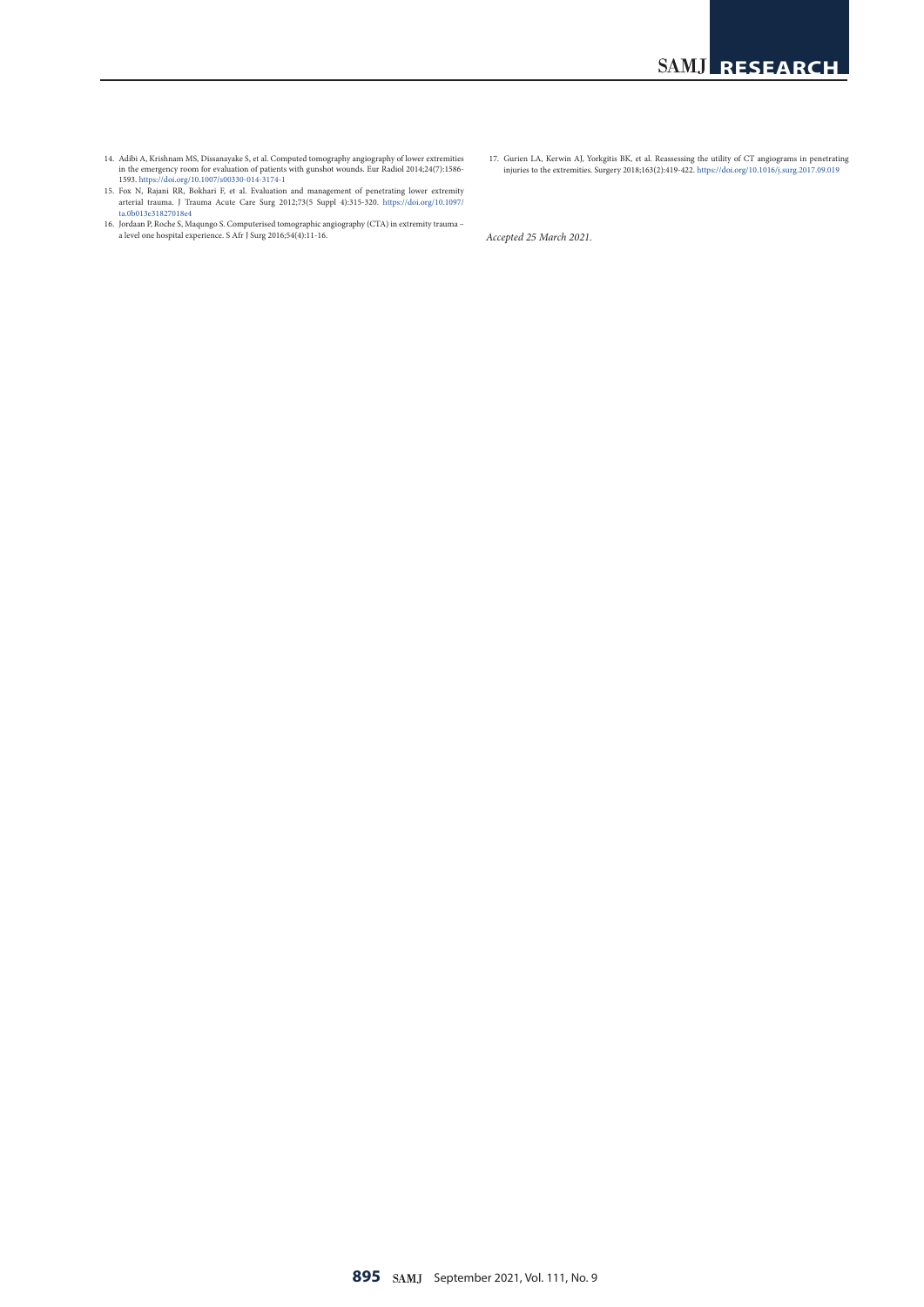14. Adibi A, Krishnam MS, Dissanayake S, et al. Computed tomography angiography of lower extremities in the emergency room for evaluation of patients with gunshot wounds. Eur Radiol 2014;24(7):1586-1593. https://doi.org/10.1007/s00330-014-3174-1
15. Fox N, Rajani RR, Bokhari F, et al. Evaluation and management of penetrating lower extremity arterial trauma. J Trauma Acute Care Surg 2012;73(5 Suppl 4):315-320. https://doi.org/10.1097/ta.0b013e31827018e4
16. Jordaan P, Roche S, Maqungo S. Computerised tomographic angiography (CTA) in extremity trauma – a level one hospital experience. S Afr J Surg 2016;54(4):11-16.
17. Gurien LA, Kerwin AJ, Yorkgitis BK, et al. Reassessing the utility of CT angiograms in penetrating injuries to the extremities. Surgery 2018;163(2):419-422. https://doi.org/10.1016/j.surg.2017.09.019

*Accepted 25 March 2021.*